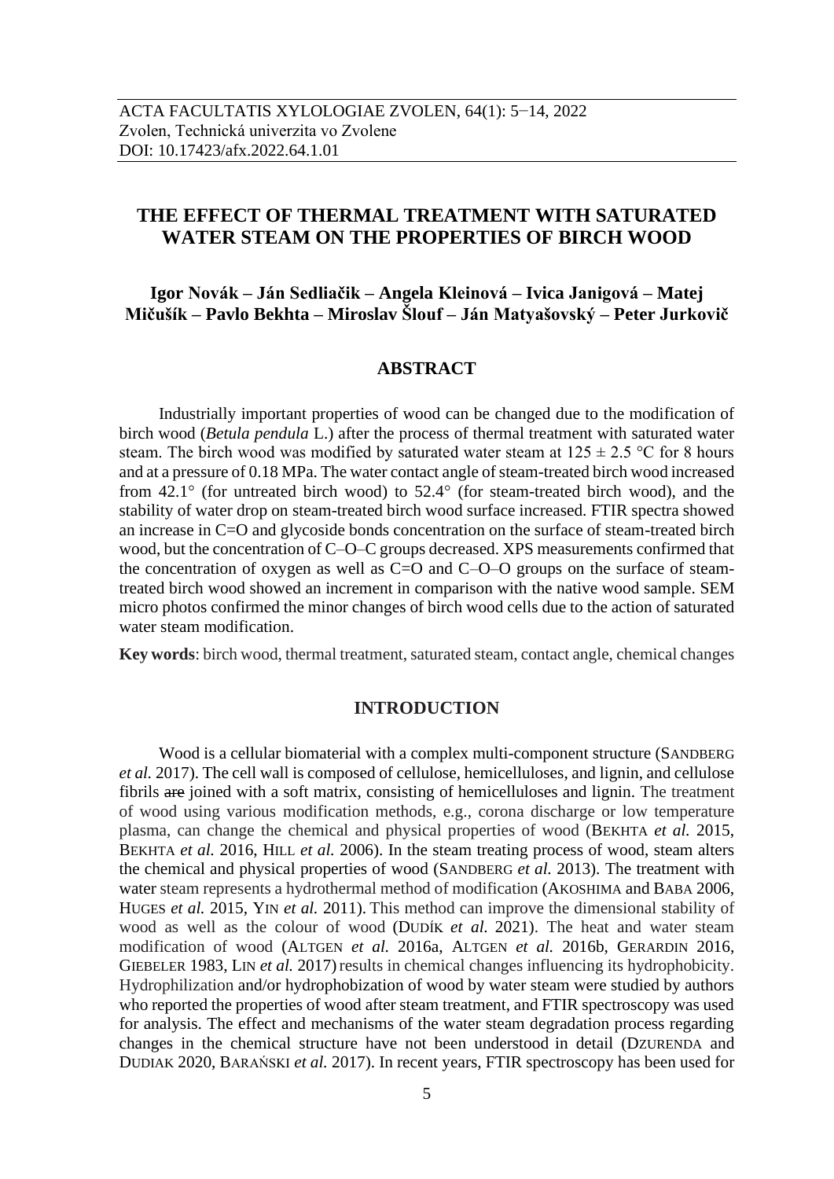ACTA FACULTATIS XYLOLOGIAE ZVOLEN, 64(1): 5−14, 2022
Zvolen, Technická univerzita vo Zvolene
DOI: 10.17423/afx.2022.64.1.01

# THE EFFECT OF THERMAL TREATMENT WITH SATURATED WATER STEAM ON THE PROPERTIES OF BIRCH WOOD

**Igor Novák – Ján Sedliačik – Angela Kleinová – Ivica Janigová – Matej Mičušík – Pavlo Bekhta – Miroslav Šlouf – Ján Matyašovský – Peter Jurkovič**

## ABSTRACT

Industrially important properties of wood can be changed due to the modification of birch wood (*Betula pendula* L.) after the process of thermal treatment with saturated water steam. The birch wood was modified by saturated water steam at 125 ± 2.5 °C for 8 hours and at a pressure of 0.18 MPa. The water contact angle of steam-treated birch wood increased from 42.1° (for untreated birch wood) to 52.4° (for steam-treated birch wood), and the stability of water drop on steam-treated birch wood surface increased. FTIR spectra showed an increase in C=O and glycoside bonds concentration on the surface of steam-treated birch wood, but the concentration of C–O–C groups decreased. XPS measurements confirmed that the concentration of oxygen as well as C=O and C–O–O groups on the surface of steam-treated birch wood showed an increment in comparison with the native wood sample. SEM micro photos confirmed the minor changes of birch wood cells due to the action of saturated water steam modification.

**Key words**: birch wood, thermal treatment, saturated steam, contact angle, chemical changes

## INTRODUCTION

Wood is a cellular biomaterial with a complex multi-component structure (SANDBERG *et al.* 2017). The cell wall is composed of cellulose, hemicelluloses, and lignin, and cellulose fibrils ~~are~~ joined with a soft matrix, consisting of hemicelluloses and lignin. The treatment of wood using various modification methods, e.g., corona discharge or low temperature plasma, can change the chemical and physical properties of wood (BEKHTA *et al.* 2015, BEKHTA *et al.* 2016, HILL *et al.* 2006). In the steam treating process of wood, steam alters the chemical and physical properties of wood (SANDBERG *et al.* 2013). The treatment with water steam represents a hydrothermal method of modification (AKOSHIMA and BABA 2006, HUGES *et al.* 2015, YIN *et al.* 2011). This method can improve the dimensional stability of wood as well as the colour of wood (DUDÍK *et al.* 2021). The heat and water steam modification of wood (ALTGEN *et al.* 2016a, ALTGEN *et al.* 2016b, GERARDIN 2016, GIEBELER 1983, LIN *et al.* 2017) results in chemical changes influencing its hydrophobicity. Hydrophilization and/or hydrophobization of wood by water steam were studied by authors who reported the properties of wood after steam treatment, and FTIR spectroscopy was used for analysis. The effect and mechanisms of the water steam degradation process regarding changes in the chemical structure have not been understood in detail (DZURENDA and DUDIAK 2020, BARAŃSKI *et al.* 2017). In recent years, FTIR spectroscopy has been used for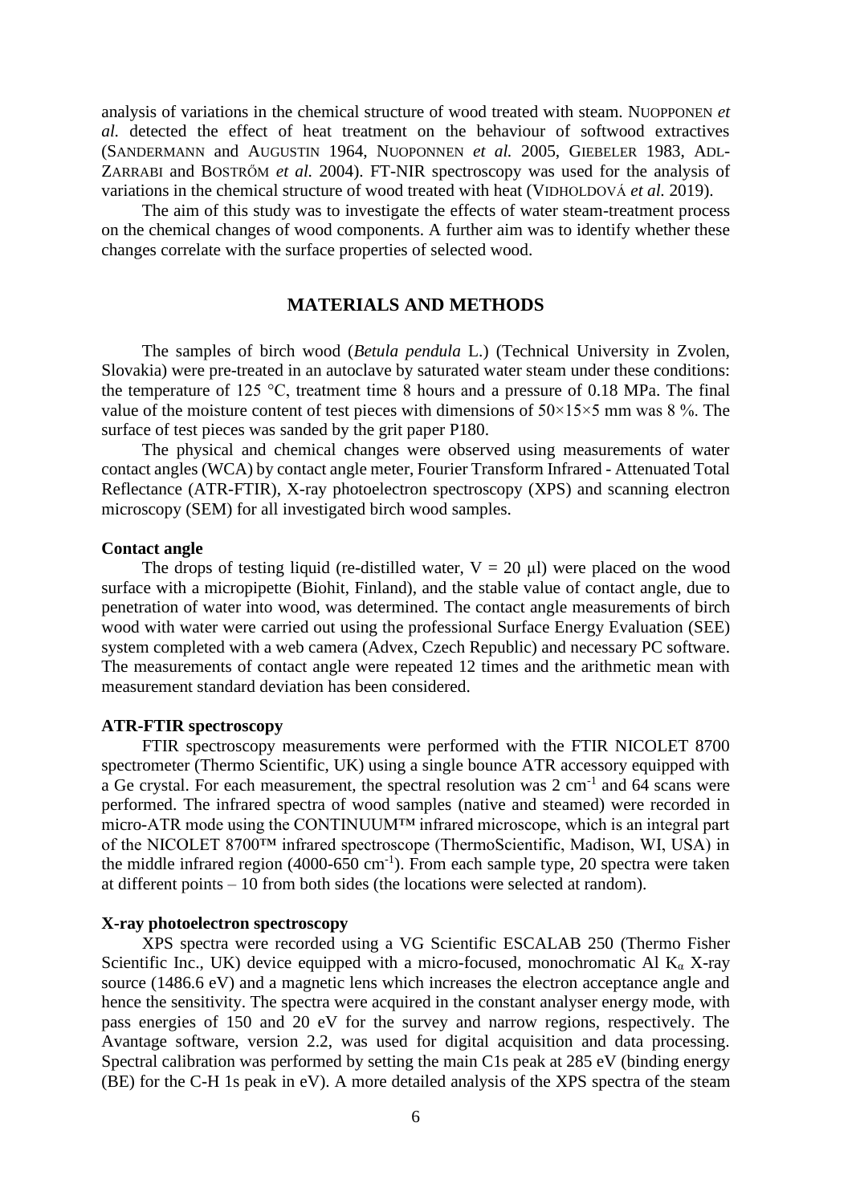analysis of variations in the chemical structure of wood treated with steam. NUOPPONEN *et al.* detected the effect of heat treatment on the behaviour of softwood extractives (SANDERMANN and AUGUSTIN 1964, NUOPONNEN *et al.* 2005, GIEBELER 1983, ADL-ZARRABI and BOSTRŐM *et al.* 2004). FT-NIR spectroscopy was used for the analysis of variations in the chemical structure of wood treated with heat (VIDHOLDOVÁ *et al.* 2019).

The aim of this study was to investigate the effects of water steam-treatment process on the chemical changes of wood components. A further aim was to identify whether these changes correlate with the surface properties of selected wood.

## MATERIALS AND METHODS

The samples of birch wood (*Betula pendula* L.) (Technical University in Zvolen, Slovakia) were pre-treated in an autoclave by saturated water steam under these conditions: the temperature of 125 °C, treatment time 8 hours and a pressure of 0.18 MPa. The final value of the moisture content of test pieces with dimensions of 50×15×5 mm was 8 %. The surface of test pieces was sanded by the grit paper P180.

The physical and chemical changes were observed using measurements of water contact angles (WCA) by contact angle meter, Fourier Transform Infrared - Attenuated Total Reflectance (ATR-FTIR), X-ray photoelectron spectroscopy (XPS) and scanning electron microscopy (SEM) for all investigated birch wood samples.

### Contact angle

The drops of testing liquid (re-distilled water, V = 20 μl) were placed on the wood surface with a micropipette (Biohit, Finland), and the stable value of contact angle, due to penetration of water into wood, was determined. The contact angle measurements of birch wood with water were carried out using the professional Surface Energy Evaluation (SEE) system completed with a web camera (Advex, Czech Republic) and necessary PC software. The measurements of contact angle were repeated 12 times and the arithmetic mean with measurement standard deviation has been considered.

### ATR-FTIR spectroscopy

FTIR spectroscopy measurements were performed with the FTIR NICOLET 8700 spectrometer (Thermo Scientific, UK) using a single bounce ATR accessory equipped with a Ge crystal. For each measurement, the spectral resolution was 2 $cm^{-1}$ and 64 scans were performed. The infrared spectra of wood samples (native and steamed) were recorded in micro-ATR mode using the CONTINUUM™ infrared microscope, which is an integral part of the NICOLET 8700™ infrared spectroscope (ThermoScientific, Madison, WI, USA) in the middle infrared region (4000-650 $cm^{-1}$). From each sample type, 20 spectra were taken at different points – 10 from both sides (the locations were selected at random).

### X-ray photoelectron spectroscopy

XPS spectra were recorded using a VG Scientific ESCALAB 250 (Thermo Fisher Scientific Inc., UK) device equipped with a micro-focused, monochromatic Al $K_\alpha$ X-ray source (1486.6 eV) and a magnetic lens which increases the electron acceptance angle and hence the sensitivity. The spectra were acquired in the constant analyser energy mode, with pass energies of 150 and 20 eV for the survey and narrow regions, respectively. The Avantage software, version 2.2, was used for digital acquisition and data processing. Spectral calibration was performed by setting the main C1s peak at 285 eV (binding energy (BE) for the C-H 1s peak in eV). A more detailed analysis of the XPS spectra of the steam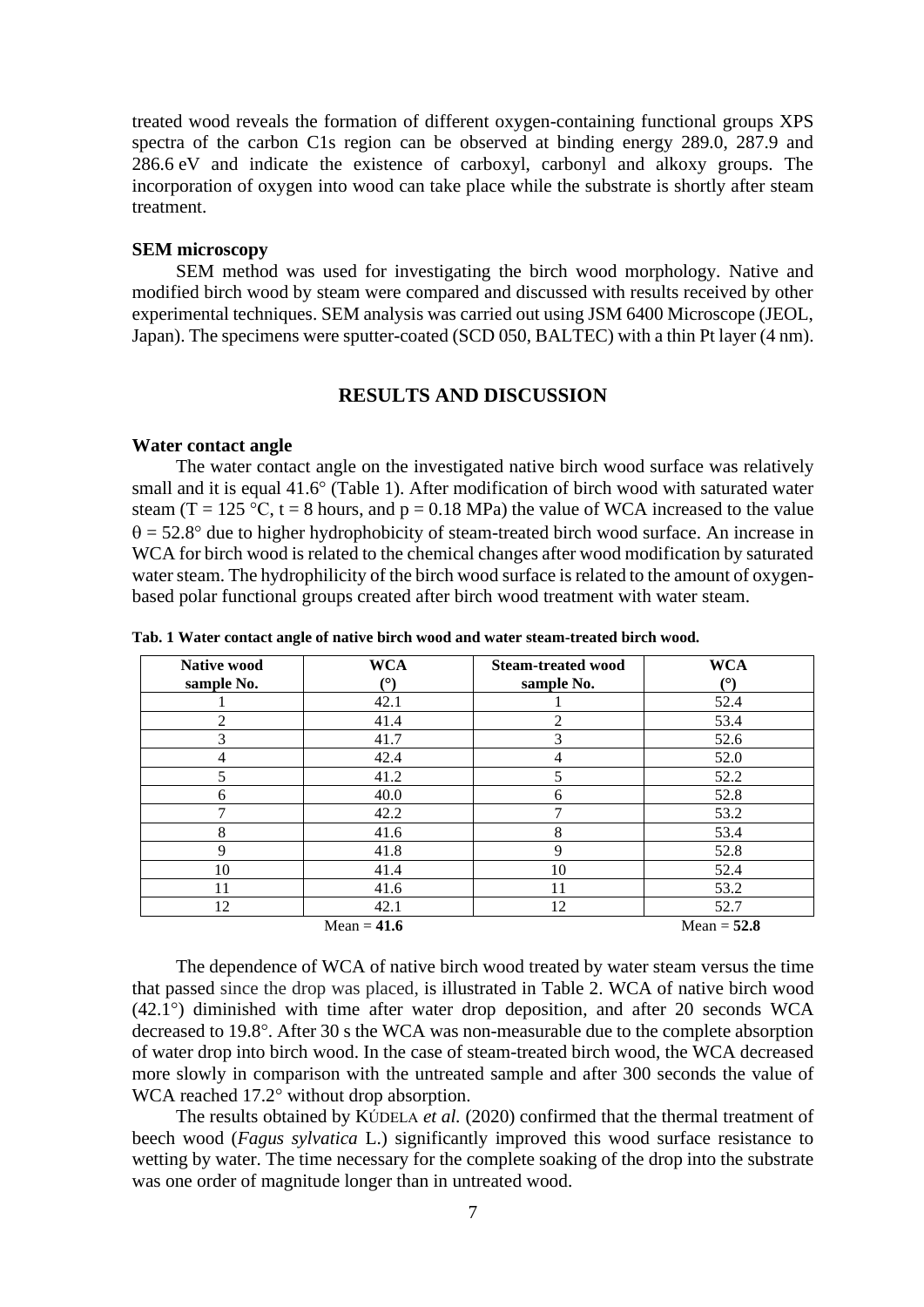treated wood reveals the formation of different oxygen-containing functional groups XPS spectra of the carbon C1s region can be observed at binding energy 289.0, 287.9 and 286.6 eV and indicate the existence of carboxyl, carbonyl and alkoxy groups. The incorporation of oxygen into wood can take place while the substrate is shortly after steam treatment.

### SEM microscopy

SEM method was used for investigating the birch wood morphology. Native and modified birch wood by steam were compared and discussed with results received by other experimental techniques. SEM analysis was carried out using JSM 6400 Microscope (JEOL, Japan). The specimens were sputter-coated (SCD 050, BALTEC) with a thin Pt layer (4 nm).

## RESULTS AND DISCUSSION

### Water contact angle

The water contact angle on the investigated native birch wood surface was relatively small and it is equal 41.6° (Table 1). After modification of birch wood with saturated water steam ($T = 125$ °C, $t = 8$ hours, and $p = 0.18$ MPa) the value of WCA increased to the value $\theta = 52.8°$ due to higher hydrophobicity of steam-treated birch wood surface. An increase in WCA for birch wood is related to the chemical changes after wood modification by saturated water steam. The hydrophilicity of the birch wood surface is related to the amount of oxygen-based polar functional groups created after birch wood treatment with water steam.

**Tab. 1 Water contact angle of native birch wood and water steam-treated birch wood.**

| Native wood sample No. | WCA (°) | Steam-treated wood sample No. | WCA (°) |
|---|---|---|---|
| 1 | 42.1 | 1 | 52.4 |
| 2 | 41.4 | 2 | 53.4 |
| 3 | 41.7 | 3 | 52.6 |
| 4 | 42.4 | 4 | 52.0 |
| 5 | 41.2 | 5 | 52.2 |
| 6 | 40.0 | 6 | 52.8 |
| 7 | 42.2 | 7 | 53.2 |
| 8 | 41.6 | 8 | 53.4 |
| 9 | 41.8 | 9 | 52.8 |
| 10 | 41.4 | 10 | 52.4 |
| 11 | 41.6 | 11 | 53.2 |
| 12 | 42.1 | 12 | 52.7 |
| | Mean = **41.6** | | Mean = **52.8** |

The dependence of WCA of native birch wood treated by water steam versus the time that passed since the drop was placed, is illustrated in Table 2. WCA of native birch wood (42.1°) diminished with time after water drop deposition, and after 20 seconds WCA decreased to 19.8°. After 30 s the WCA was non-measurable due to the complete absorption of water drop into birch wood. In the case of steam-treated birch wood, the WCA decreased more slowly in comparison with the untreated sample and after 300 seconds the value of WCA reached 17.2° without drop absorption.

The results obtained by KÚDELA *et al.* (2020) confirmed that the thermal treatment of beech wood (*Fagus sylvatica* L.) significantly improved this wood surface resistance to wetting by water. The time necessary for the complete soaking of the drop into the substrate was one order of magnitude longer than in untreated wood.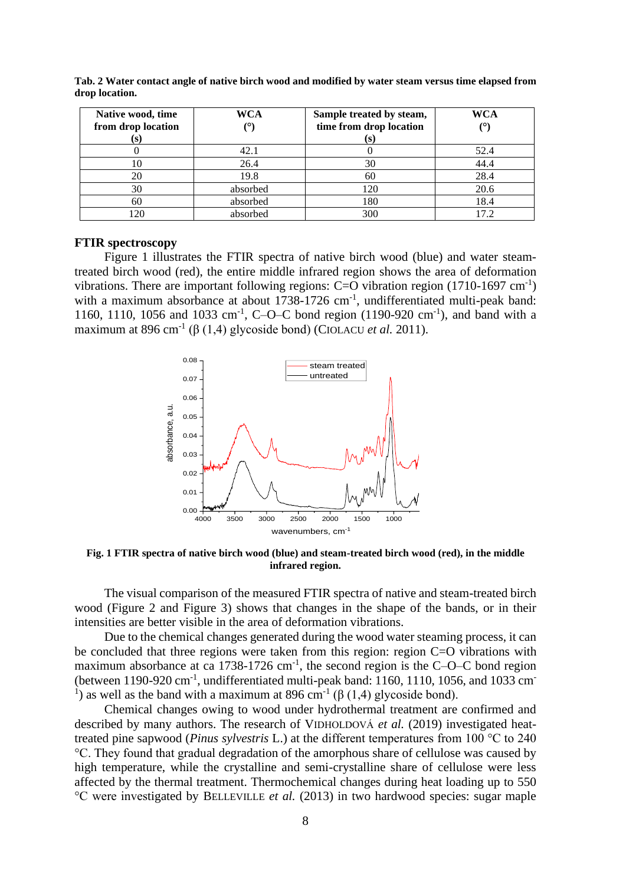**Tab. 2 Water contact angle of native birch wood and modified by water steam versus time elapsed from drop location.**

| Native wood, time from drop location (s) | WCA (°) | Sample treated by steam, time from drop location (s) | WCA (°) |
|---|---|---|---|
| 0 | 42.1 | 0 | 52.4 |
| 10 | 26.4 | 30 | 44.4 |
| 20 | 19.8 | 60 | 28.4 |
| 30 | absorbed | 120 | 20.6 |
| 60 | absorbed | 180 | 18.4 |
| 120 | absorbed | 300 | 17.2 |

### FTIR spectroscopy

Figure 1 illustrates the FTIR spectra of native birch wood (blue) and water steam-treated birch wood (red), the entire middle infrared region shows the area of deformation vibrations. There are important following regions: C=O vibration region (1710-1697 $cm^{-1}$) with a maximum absorbance at about 1738-1726 $cm^{-1}$, undifferentiated multi-peak band: 1160, 1110, 1056 and 1033 $cm^{-1}$, C–O–C bond region (1190-920 $cm^{-1}$), and band with a maximum at 896 $cm^{-1}$ (β (1,4) glycoside bond) (CIOLACU *et al.* 2011).

**Fig. 1 FTIR spectra of native birch wood (blue) and steam-treated birch wood (red), in the middle infrared region.**

The visual comparison of the measured FTIR spectra of native and steam-treated birch wood (Figure 2 and Figure 3) shows that changes in the shape of the bands, or in their intensities are better visible in the area of deformation vibrations.

Due to the chemical changes generated during the wood water steaming process, it can be concluded that three regions were taken from this region: region C=O vibrations with maximum absorbance at ca 1738-1726 $cm^{-1}$, the second region is the C–O–C bond region (between 1190-920 $cm^{-1}$, undifferentiated multi-peak band: 1160, 1110, 1056, and 1033 $cm^{-1}$) as well as the band with a maximum at 896 $cm^{-1}$ (β (1,4) glycoside bond).

Chemical changes owing to wood under hydrothermal treatment are confirmed and described by many authors. The research of VIDHOLDOVÁ *et al.* (2019) investigated heat-treated pine sapwood (*Pinus sylvestris* L.) at the different temperatures from 100 °C to 240 °C. They found that gradual degradation of the amorphous share of cellulose was caused by high temperature, while the crystalline and semi-crystalline share of cellulose were less affected by the thermal treatment. Thermochemical changes during heat loading up to 550 °C were investigated by BELLEVILLE *et al.* (2013) in two hardwood species: sugar maple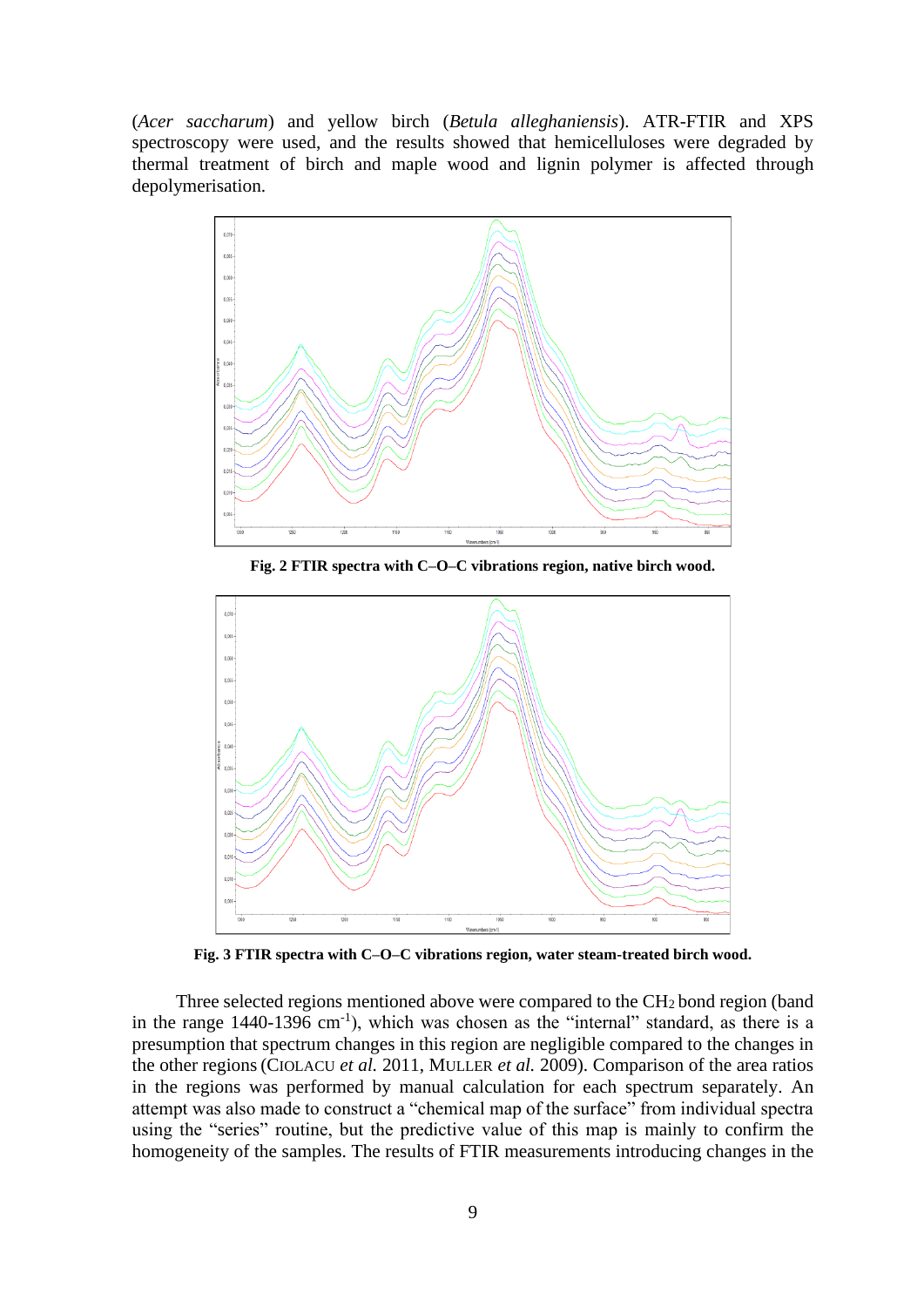(*Acer saccharum*) and yellow birch (*Betula alleghaniensis*). ATR-FTIR and XPS spectroscopy were used, and the results showed that hemicelluloses were degraded by thermal treatment of birch and maple wood and lignin polymer is affected through depolymerisation.

**Fig. 2 FTIR spectra with C–O–C vibrations region, native birch wood.**

**Fig. 3 FTIR spectra with C–O–C vibrations region, water steam-treated birch wood.**

Three selected regions mentioned above were compared to the $CH_2$ bond region (band in the range 1440-1396 $cm^{-1}$), which was chosen as the "internal" standard, as there is a presumption that spectrum changes in this region are negligible compared to the changes in the other regions (CIOLACU *et al.* 2011, MULLER *et al.* 2009). Comparison of the area ratios in the regions was performed by manual calculation for each spectrum separately. An attempt was also made to construct a "chemical map of the surface" from individual spectra using the "series" routine, but the predictive value of this map is mainly to confirm the homogeneity of the samples. The results of FTIR measurements introducing changes in the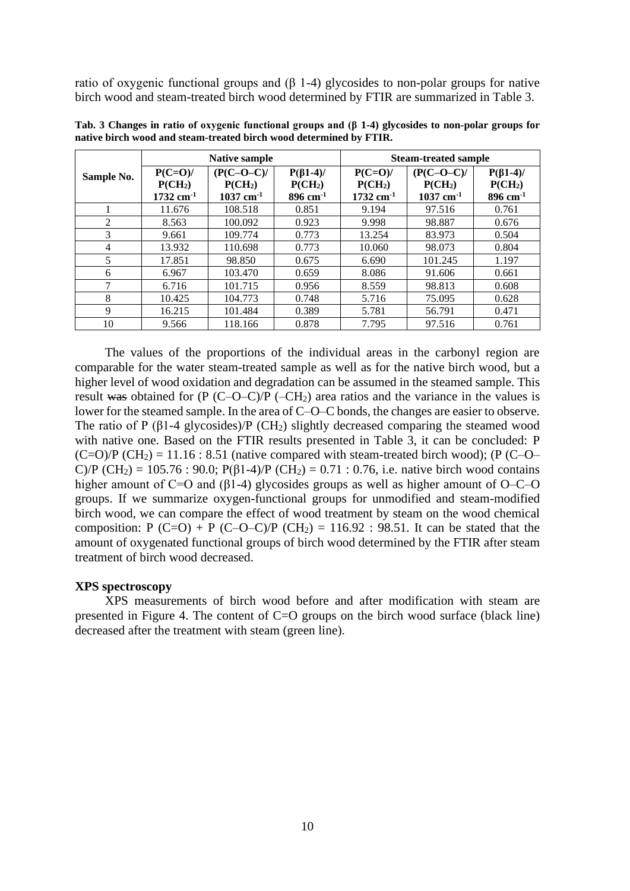ratio of oxygenic functional groups and (β 1-4) glycosides to non-polar groups for native birch wood and steam-treated birch wood determined by FTIR are summarized in Table 3.

**Tab. 3 Changes in ratio of oxygenic functional groups and (β 1-4) glycosides to non-polar groups for native birch wood and steam-treated birch wood determined by FTIR.**

| Sample No. | Native sample | | | Steam-treated sample | | |
|---|---|---|---|---|---|---|
| | $P(C{=}O)/P(CH_2)$ $1732\ cm^{-1}$ | $(P(C–O–C)/P(CH_2)$ $1037\ cm^{-1}$ | $P(\beta 1\text{-}4)/P(CH_2)$ $896\ cm^{-1}$ | $P(C{=}O)/P(CH_2)$ $1732\ cm^{-1}$ | $(P(C–O–C)/P(CH_2)$ $1037\ cm^{-1}$ | $P(\beta 1\text{-}4)/P(CH_2)$ $896\ cm^{-1}$ |
| 1 | 11.676 | 108.518 | 0.851 | 9.194 | 97.516 | 0.761 |
| 2 | 8.563 | 100.092 | 0.923 | 9.998 | 98.887 | 0.676 |
| 3 | 9.661 | 109.774 | 0.773 | 13.254 | 83.973 | 0.504 |
| 4 | 13.932 | 110.698 | 0.773 | 10.060 | 98.073 | 0.804 |
| 5 | 17.851 | 98.850 | 0.675 | 6.690 | 101.245 | 1.197 |
| 6 | 6.967 | 103.470 | 0.659 | 8.086 | 91.606 | 0.661 |
| 7 | 6.716 | 101.715 | 0.956 | 8.559 | 98.813 | 0.608 |
| 8 | 10.425 | 104.773 | 0.748 | 5.716 | 75.095 | 0.628 |
| 9 | 16.215 | 101.484 | 0.389 | 5.781 | 56.791 | 0.471 |
| 10 | 9.566 | 118.166 | 0.878 | 7.795 | 97.516 | 0.761 |

The values of the proportions of the individual areas in the carbonyl region are comparable for the water steam-treated sample as well as for the native birch wood, but a higher level of wood oxidation and degradation can be assumed in the steamed sample. This result was obtained for (P (C–O–C)/P ($–CH_2$) area ratios and the variance in the values is lower for the steamed sample. In the area of C–O–C bonds, the changes are easier to observe. The ratio of P (β1-4 glycosides)/P ($CH_2$) slightly decreased comparing the steamed wood with native one. Based on the FTIR results presented in Table 3, it can be concluded: P (C=O)/P ($CH_2$) = 11.16 : 8.51 (native compared with steam-treated birch wood); (P (C–O–C)/P ($CH_2$) = 105.76 : 90.0; P(β1-4)/P ($CH_2$) = 0.71 : 0.76, i.e. native birch wood contains higher amount of C=O and (β1-4) glycosides groups as well as higher amount of O–C–O groups. If we summarize oxygen-functional groups for unmodified and steam-modified birch wood, we can compare the effect of wood treatment by steam on the wood chemical composition: P (C=O) + P (C–O–C)/P ($CH_2$) = 116.92 : 98.51. It can be stated that the amount of oxygenated functional groups of birch wood determined by the FTIR after steam treatment of birch wood decreased.

**XPS spectroscopy**

XPS measurements of birch wood before and after modification with steam are presented in Figure 4. The content of C=O groups on the birch wood surface (black line) decreased after the treatment with steam (green line).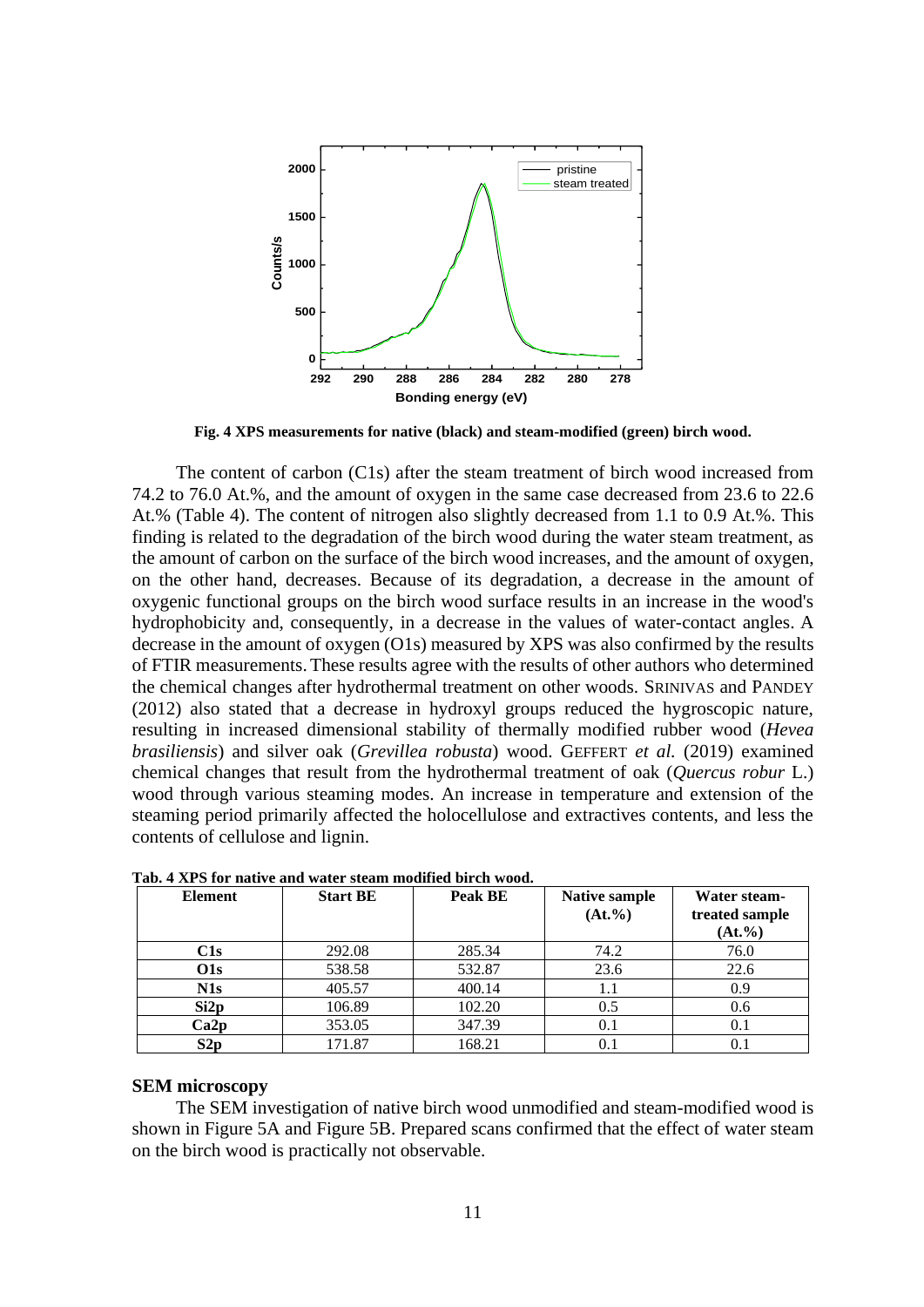Fig. 4 XPS measurements for native (black) and steam-modified (green) birch wood.

The content of carbon (C1s) after the steam treatment of birch wood increased from 74.2 to 76.0 At.%, and the amount of oxygen in the same case decreased from 23.6 to 22.6 At.% (Table 4). The content of nitrogen also slightly decreased from 1.1 to 0.9 At.%. This finding is related to the degradation of the birch wood during the water steam treatment, as the amount of carbon on the surface of the birch wood increases, and the amount of oxygen, on the other hand, decreases. Because of its degradation, a decrease in the amount of oxygenic functional groups on the birch wood surface results in an increase in the wood's hydrophobicity and, consequently, in a decrease in the values of water-contact angles. A decrease in the amount of oxygen (O1s) measured by XPS was also confirmed by the results of FTIR measurements. These results agree with the results of other authors who determined the chemical changes after hydrothermal treatment on other woods. SRINIVAS and PANDEY (2012) also stated that a decrease in hydroxyl groups reduced the hygroscopic nature, resulting in increased dimensional stability of thermally modified rubber wood (*Hevea brasiliensis*) and silver oak (*Grevillea robusta*) wood. GEFFERT *et al.* (2019) examined chemical changes that result from the hydrothermal treatment of oak (*Quercus robur* L.) wood through various steaming modes. An increase in temperature and extension of the steaming period primarily affected the holocellulose and extractives contents, and less the contents of cellulose and lignin.

**Tab. 4 XPS for native and water steam modified birch wood.**

| Element | Start BE | Peak BE | Native sample (At.%) | Water steam-treated sample (At.%) |
|---|---|---|---|---|
| **C1s** | 292.08 | 285.34 | 74.2 | 76.0 |
| **O1s** | 538.58 | 532.87 | 23.6 | 22.6 |
| **N1s** | 405.57 | 400.14 | 1.1 | 0.9 |
| **Si2p** | 106.89 | 102.20 | 0.5 | 0.6 |
| **Ca2p** | 353.05 | 347.39 | 0.1 | 0.1 |
| **S2p** | 171.87 | 168.21 | 0.1 | 0.1 |

### SEM microscopy

The SEM investigation of native birch wood unmodified and steam-modified wood is shown in Figure 5A and Figure 5B. Prepared scans confirmed that the effect of water steam on the birch wood is practically not observable.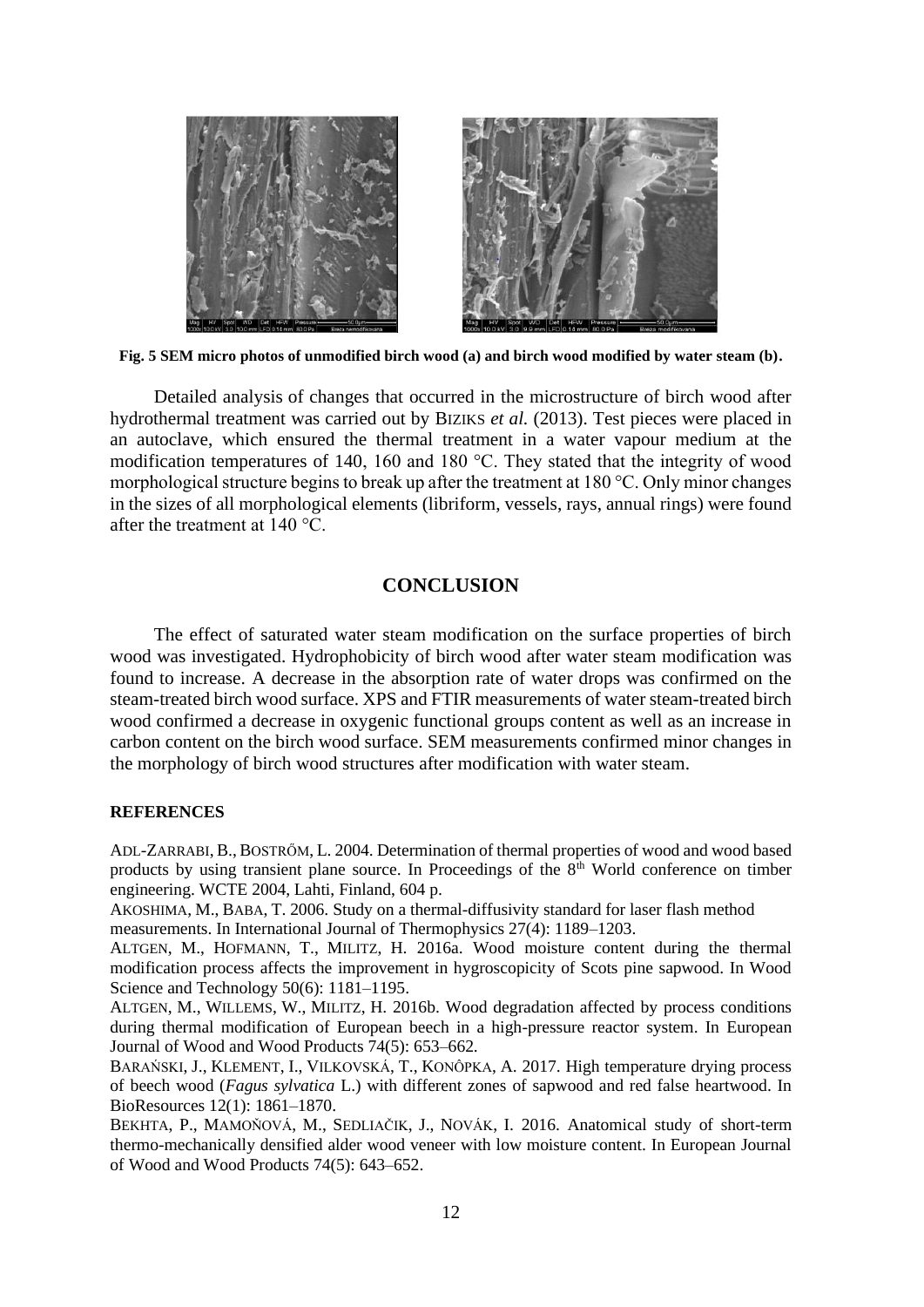**Fig. 5 SEM micro photos of unmodified birch wood (a) and birch wood modified by water steam (b).**

Detailed analysis of changes that occurred in the microstructure of birch wood after hydrothermal treatment was carried out by BIZIKS *et al.* (2013). Test pieces were placed in an autoclave, which ensured the thermal treatment in a water vapour medium at the modification temperatures of 140, 160 and 180 °C. They stated that the integrity of wood morphological structure begins to break up after the treatment at 180 °C. Only minor changes in the sizes of all morphological elements (libriform, vessels, rays, annual rings) were found after the treatment at 140 °C.

## CONCLUSION

The effect of saturated water steam modification on the surface properties of birch wood was investigated. Hydrophobicity of birch wood after water steam modification was found to increase. A decrease in the absorption rate of water drops was confirmed on the steam-treated birch wood surface. XPS and FTIR measurements of water steam-treated birch wood confirmed a decrease in oxygenic functional groups content as well as an increase in carbon content on the birch wood surface. SEM measurements confirmed minor changes in the morphology of birch wood structures after modification with water steam.

### REFERENCES

ADL-ZARRABI, B., BOSTRŐM, L. 2004. Determination of thermal properties of wood and wood based products by using transient plane source. In Proceedings of the 8th World conference on timber engineering. WCTE 2004, Lahti, Finland, 604 p.

AKOSHIMA, M., BABA, T. 2006. Study on a thermal-diffusivity standard for laser flash method measurements. In International Journal of Thermophysics 27(4): 1189–1203.

ALTGEN, M., HOFMANN, T., MILITZ, H. 2016a. Wood moisture content during the thermal modification process affects the improvement in hygroscopicity of Scots pine sapwood. In Wood Science and Technology 50(6): 1181–1195.

ALTGEN, M., WILLEMS, W., MILITZ, H. 2016b. Wood degradation affected by process conditions during thermal modification of European beech in a high-pressure reactor system. In European Journal of Wood and Wood Products 74(5): 653–662.

BARAŃSKI, J., KLEMENT, I., VILKOVSKÁ, T., KONÔPKA, A. 2017. High temperature drying process of beech wood (*Fagus sylvatica* L.) with different zones of sapwood and red false heartwood. In BioResources 12(1): 1861–1870.

BEKHTA, P., MAMOŇOVÁ, M., SEDLIAČIK, J., NOVÁK, I. 2016. Anatomical study of short-term thermo-mechanically densified alder wood veneer with low moisture content. In European Journal of Wood and Wood Products 74(5): 643–652.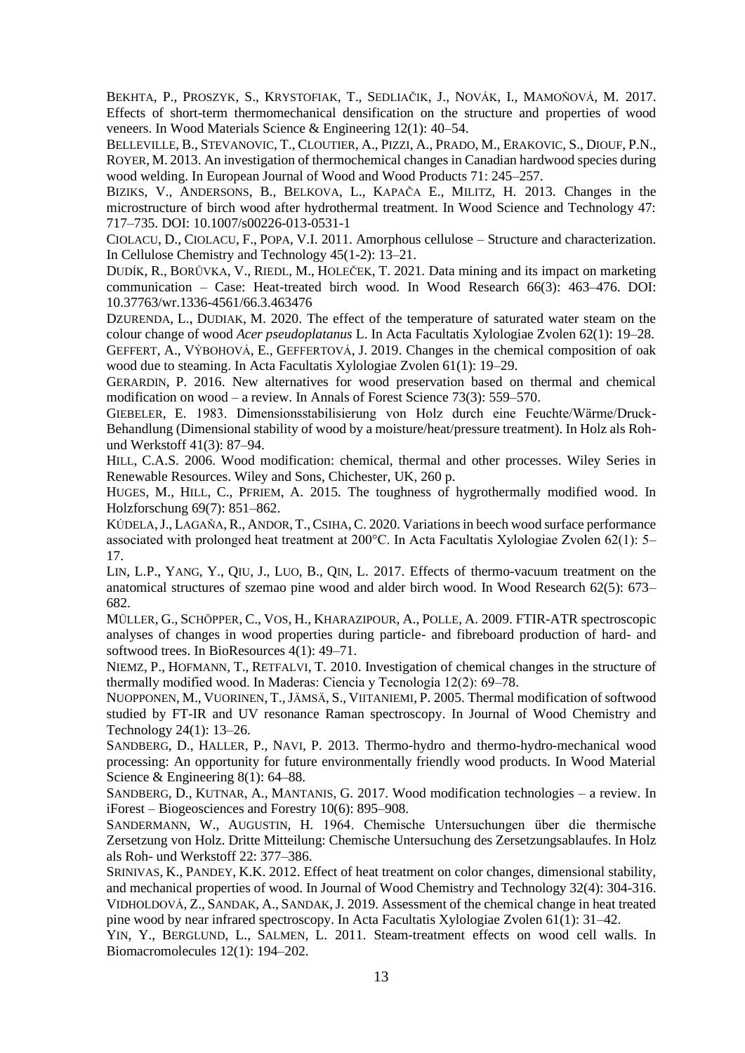BEKHTA, P., PROSZYK, S., KRYSTOFIAK, T., SEDLIAČIK, J., NOVÁK, I., MAMOŇOVÁ, M. 2017. Effects of short-term thermomechanical densification on the structure and properties of wood veneers. In Wood Materials Science & Engineering 12(1): 40–54.

BELLEVILLE, B., STEVANOVIC, T., CLOUTIER, A., PIZZI, A., PRADO, M., ERAKOVIC, S., DIOUF, P.N., ROYER, M. 2013. An investigation of thermochemical changes in Canadian hardwood species during wood welding. In European Journal of Wood and Wood Products 71: 245–257.

BIZIKS, V., ANDERSONS, B., BELKOVA, L., KAPAČA E., MILITZ, H. 2013. Changes in the microstructure of birch wood after hydrothermal treatment. In Wood Science and Technology 47: 717–735. DOI: 10.1007/s00226-013-0531-1

CIOLACU, D., CIOLACU, F., POPA, V.I. 2011. Amorphous cellulose – Structure and characterization. In Cellulose Chemistry and Technology 45(1-2): 13–21.

DUDÍK, R., BORŮVKA, V., RIEDL, M., HOLEČEK, T. 2021. Data mining and its impact on marketing communication – Case: Heat-treated birch wood. In Wood Research 66(3): 463–476. DOI: 10.37763/wr.1336-4561/66.3.463476

DZURENDA, L., DUDIAK, M. 2020. The effect of the temperature of saturated water steam on the colour change of wood *Acer pseudoplatanus* L. In Acta Facultatis Xylologiae Zvolen 62(1): 19–28.

GEFFERT, A., VÝBOHOVÁ, E., GEFFERTOVÁ, J. 2019. Changes in the chemical composition of oak wood due to steaming. In Acta Facultatis Xylologiae Zvolen 61(1): 19–29.

GERARDIN, P. 2016. New alternatives for wood preservation based on thermal and chemical modification on wood – a review. In Annals of Forest Science 73(3): 559–570.

GIEBELER, E. 1983. Dimensionsstabilisierung von Holz durch eine Feuchte/Wärme/Druck-Behandlung (Dimensional stability of wood by a moisture/heat/pressure treatment). In Holz als Roh-und Werkstoff 41(3): 87–94.

HILL, C.A.S. 2006. Wood modification: chemical, thermal and other processes. Wiley Series in Renewable Resources. Wiley and Sons, Chichester, UK, 260 p.

HUGES, M., HILL, C., PFRIEM, A. 2015. The toughness of hygrothermally modified wood. In Holzforschung 69(7): 851–862.

KÚDELA, J., LAGAŇA, R., ANDOR, T., CSIHA, C. 2020. Variations in beech wood surface performance associated with prolonged heat treatment at 200°C. In Acta Facultatis Xylologiae Zvolen 62(1): 5–17.

LIN, L.P., YANG, Y., QIU, J., LUO, B., QIN, L. 2017. Effects of thermo-vacuum treatment on the anatomical structures of szemao pine wood and alder birch wood. In Wood Research 62(5): 673–682.

MÜLLER, G., SCHÖPPER, C., VOS, H., KHARAZIPOUR, A., POLLE, A. 2009. FTIR-ATR spectroscopic analyses of changes in wood properties during particle- and fibreboard production of hard- and softwood trees. In BioResources 4(1): 49–71.

NIEMZ, P., HOFMANN, T., RETFALVI, T. 2010. Investigation of chemical changes in the structure of thermally modified wood. In Maderas: Ciencia y Tecnología 12(2): 69–78.

NUOPPONEN, M., VUORINEN, T., JÄMSÄ, S., VIITANIEMI, P. 2005. Thermal modification of softwood studied by FT-IR and UV resonance Raman spectroscopy. In Journal of Wood Chemistry and Technology 24(1): 13–26.

SANDBERG, D., HALLER, P., NAVI, P. 2013. Thermo-hydro and thermo-hydro-mechanical wood processing: An opportunity for future environmentally friendly wood products. In Wood Material Science & Engineering 8(1): 64–88.

SANDBERG, D., KUTNAR, A., MANTANIS, G. 2017. Wood modification technologies – a review. In iForest – Biogeosciences and Forestry 10(6): 895–908.

SANDERMANN, W., AUGUSTIN, H. 1964. Chemische Untersuchungen über die thermische Zersetzung von Holz. Dritte Mitteilung: Chemische Untersuchung des Zersetzungsablaufes. In Holz als Roh- und Werkstoff 22: 377–386.

SRINIVAS, K., PANDEY, K.K. 2012. Effect of heat treatment on color changes, dimensional stability, and mechanical properties of wood. In Journal of Wood Chemistry and Technology 32(4): 304-316.

VIDHOLDOVÁ, Z., SANDAK, A., SANDAK, J. 2019. Assessment of the chemical change in heat treated pine wood by near infrared spectroscopy. In Acta Facultatis Xylologiae Zvolen 61(1): 31–42.

YIN, Y., BERGLUND, L., SALMEN, L. 2011. Steam-treatment effects on wood cell walls. In Biomacromolecules 12(1): 194–202.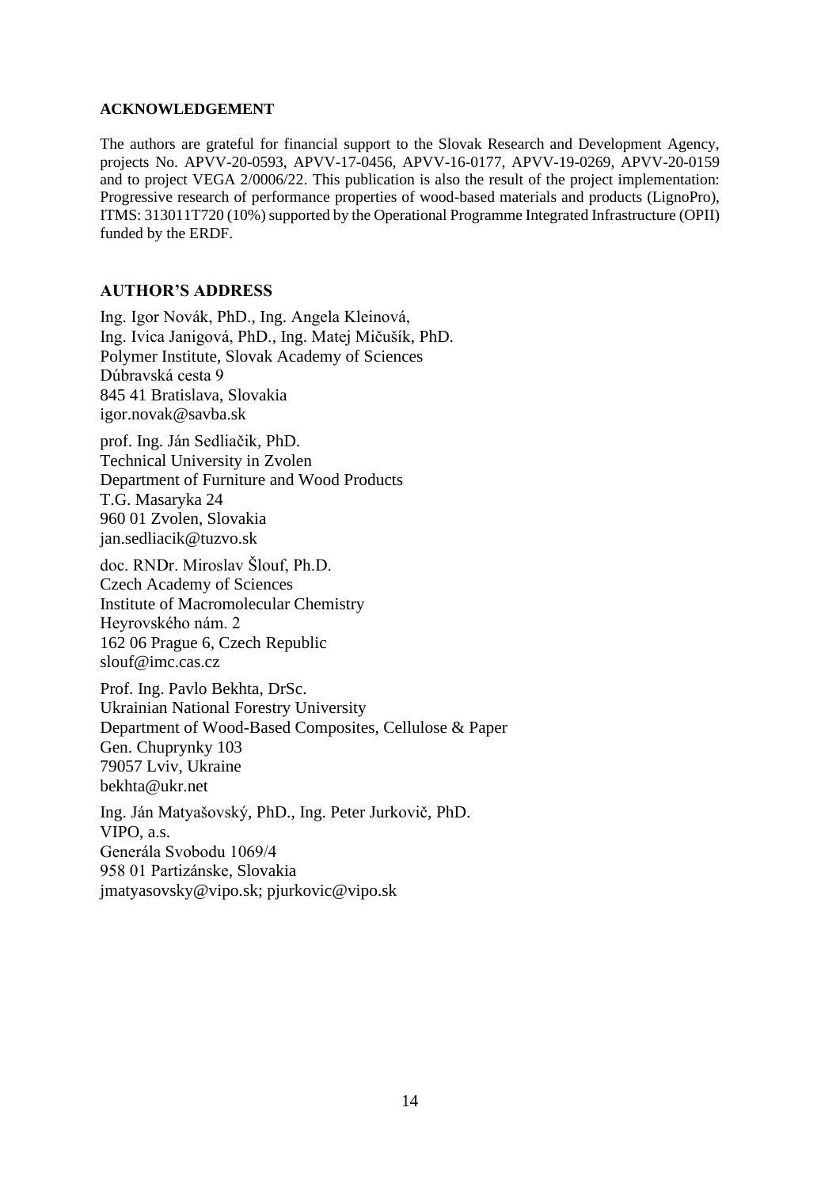## ACKNOWLEDGEMENT

The authors are grateful for financial support to the Slovak Research and Development Agency, projects No. APVV-20-0593, APVV-17-0456, APVV-16-0177, APVV-19-0269, APVV-20-0159 and to project VEGA 2/0006/22. This publication is also the result of the project implementation: Progressive research of performance properties of wood-based materials and products (LignoPro), ITMS: 313011T720 (10%) supported by the Operational Programme Integrated Infrastructure (OPII) funded by the ERDF.

## AUTHOR'S ADDRESS

Ing. Igor Novák, PhD., Ing. Angela Kleinová,  
Ing. Ivica Janigová, PhD., Ing. Matej Mičušík, PhD.  
Polymer Institute, Slovak Academy of Sciences  
Dúbravská cesta 9  
845 41 Bratislava, Slovakia  
igor.novak@savba.sk

prof. Ing. Ján Sedliačik, PhD.  
Technical University in Zvolen  
Department of Furniture and Wood Products  
T.G. Masaryka 24  
960 01 Zvolen, Slovakia  
jan.sedliacik@tuzvo.sk

doc. RNDr. Miroslav Šlouf, Ph.D.  
Czech Academy of Sciences  
Institute of Macromolecular Chemistry  
Heyrovského nám. 2  
162 06 Prague 6, Czech Republic  
slouf@imc.cas.cz

Prof. Ing. Pavlo Bekhta, DrSc.  
Ukrainian National Forestry University  
Department of Wood-Based Composites, Cellulose & Paper  
Gen. Chuprynky 103  
79057 Lviv, Ukraine  
bekhta@ukr.net

Ing. Ján Matyašovský, PhD., Ing. Peter Jurkovič, PhD.  
VIPO, a.s.  
Generála Svobodu 1069/4  
958 01 Partizánske, Slovakia  
jmatyasovsky@vipo.sk; pjurkovic@vipo.sk